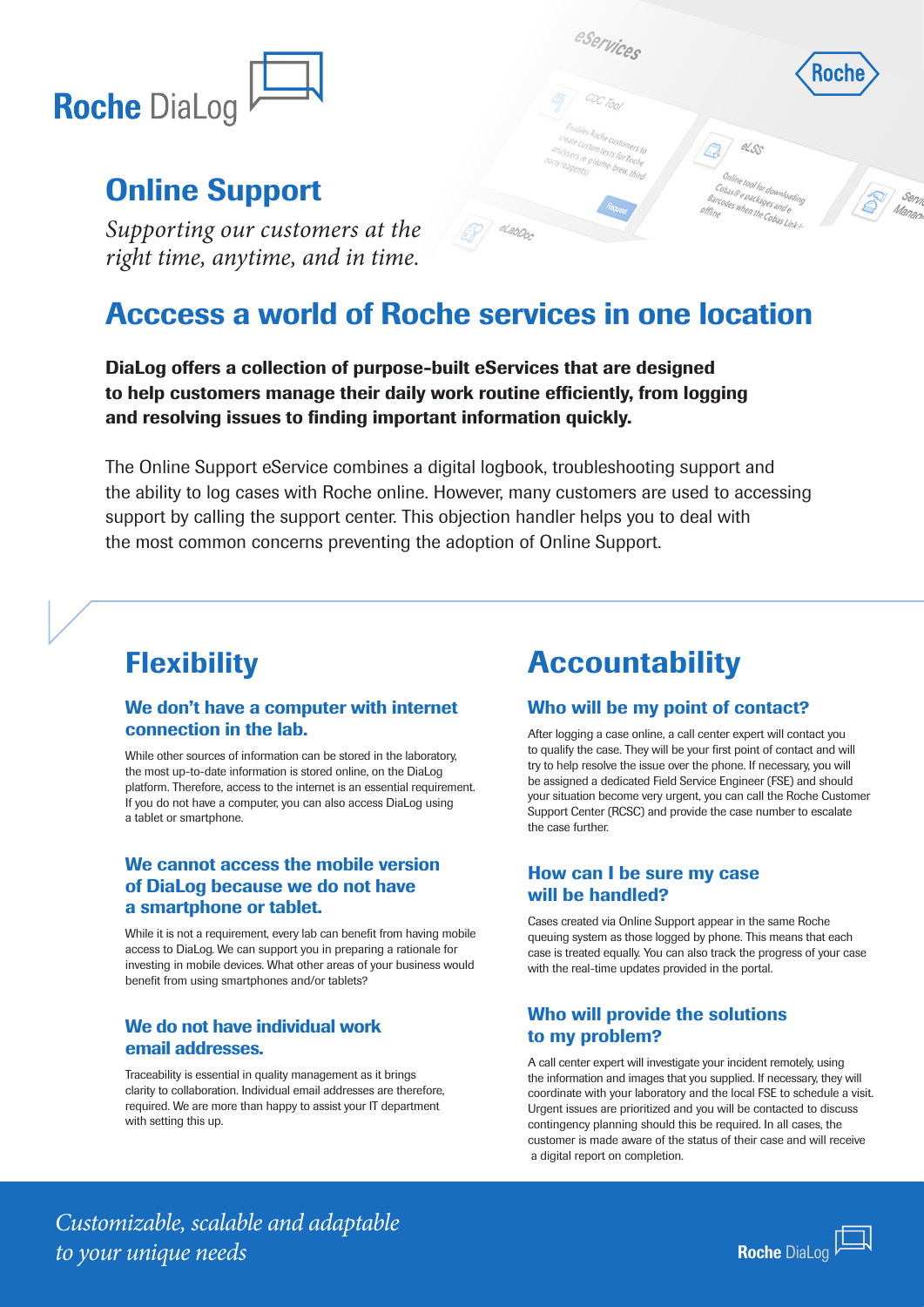Roche DiaLog

# Online Support

*Supporting our customers at the right time, anytime, and in time.*

## Acccess a world of Roche services in one location

**DiaLog offers a collection of purpose-built eServices that are designed to help customers manage their daily work routine efficiently, from logging and resolving issues to finding important information quickly.**

The Online Support eService combines a digital logbook, troubleshooting support and the ability to log cases with Roche online. However, many customers are used to accessing support by calling the support center. This objection handler helps you to deal with the most common concerns preventing the adoption of Online Support.

## Flexibility

### We don't have a computer with internet connection in the lab.

While other sources of information can be stored in the laboratory, the most up-to-date information is stored online, on the DiaLog platform. Therefore, access to the internet is an essential requirement. If you do not have a computer, you can also access DiaLog using a tablet or smartphone.

### We cannot access the mobile version of DiaLog because we do not have a smartphone or tablet.

While it is not a requirement, every lab can benefit from having mobile access to DiaLog. We can support you in preparing a rationale for investing in mobile devices. What other areas of your business would benefit from using smartphones and/or tablets?

### We do not have individual work email addresses.

Traceability is essential in quality management as it brings clarity to collaboration. Individual email addresses are therefore, required. We are more than happy to assist your IT department with setting this up.

## Accountability

### Who will be my point of contact?

After logging a case online, a call center expert will contact you to qualify the case. They will be your first point of contact and will try to help resolve the issue over the phone. If necessary, you will be assigned a dedicated Field Service Engineer (FSE) and should your situation become very urgent, you can call the Roche Customer Support Center (RCSC) and provide the case number to escalate the case further.

### How can I be sure my case will be handled?

Cases created via Online Support appear in the same Roche queuing system as those logged by phone. This means that each case is treated equally. You can also track the progress of your case with the real-time updates provided in the portal.

### Who will provide the solutions to my problem?

A call center expert will investigate your incident remotely, using the information and images that you supplied. If necessary, they will coordinate with your laboratory and the local FSE to schedule a visit. Urgent issues are prioritized and you will be contacted to discuss contingency planning should this be required. In all cases, the customer is made aware of the status of their case and will receive a digital report on completion.

*Customizable, scalable and adaptable to your unique needs*

Roche DiaLog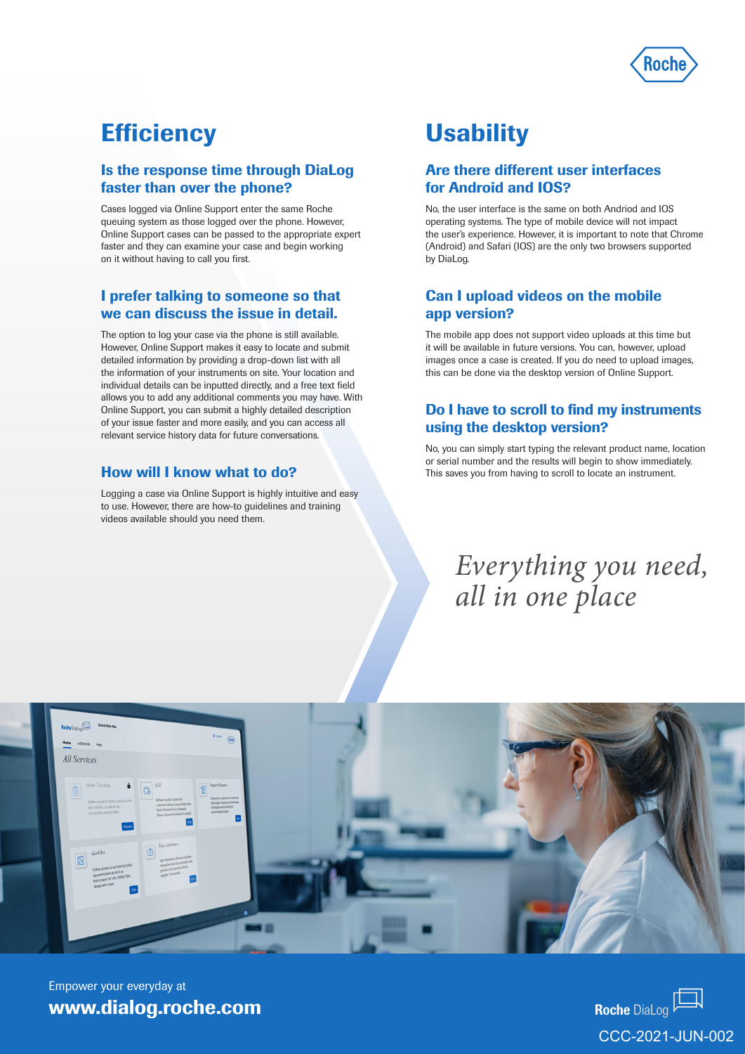# Efficiency

### Is the response time through DiaLog faster than over the phone?

Cases logged via Online Support enter the same Roche queuing system as those logged over the phone. However, Online Support cases can be passed to the appropriate expert faster and they can examine your case and begin working on it without having to call you first.

### I prefer talking to someone so that we can discuss the issue in detail.

The option to log your case via the phone is still available. However, Online Support makes it easy to locate and submit detailed information by providing a drop-down list with all the information of your instruments on site. Your location and individual details can be inputted directly, and a free text field allows you to add any additional comments you may have. With Online Support, you can submit a highly detailed description of your issue faster and more easily, and you can access all relevant service history data for future conversations.

### How will I know what to do?

Logging a case via Online Support is highly intuitive and easy to use. However, there are how-to guidelines and training videos available should you need them.

# Usability

### Are there different user interfaces for Android and IOS?

No, the user interface is the same on both Andriod and IOS operating systems. The type of mobile device will not impact the user's experience. However, it is important to note that Chrome (Android) and Safari (IOS) are the only two browsers supported by DiaLog.

### Can I upload videos on the mobile app version?

The mobile app does not support video uploads at this time but it will be available in future versions. You can, however, upload images once a case is created. If you do need to upload images, this can be done via the desktop version of Online Support.

### Do I have to scroll to find my instruments using the desktop version?

No, you can simply start typing the relevant product name, location or serial number and the results will begin to show immediately. This saves you from having to scroll to locate an instrument.

*Everything you need, all in one place*

Empower your everyday at

**www.dialog.roche.com**

Roche DiaLog

CCC-2021-JUN-002